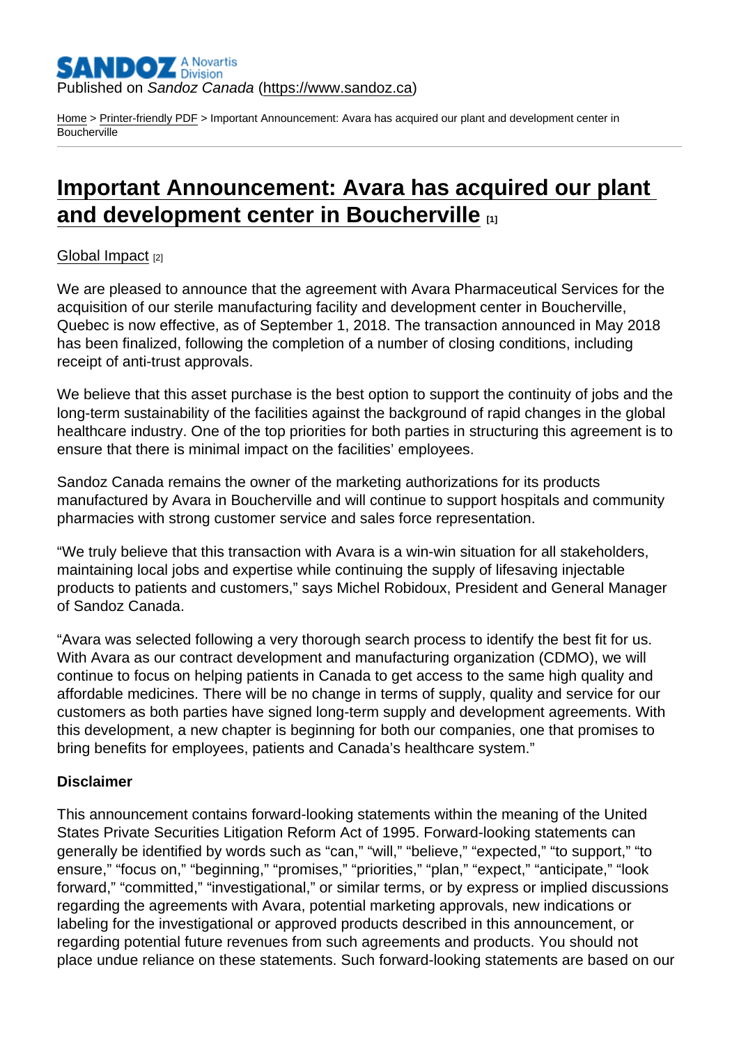Published on *Sandoz Canada* (https://www.sandoz.ca)

Home > Printer-friendly PDF > Important Announcement: Avara has acquired our plant and development center in Boucherville

# Important Announcement: Avara has acquired our plant and development center in Boucherville [1]

Global Impact [2]

We are pleased to announce that the agreement with Avara Pharmaceutical Services for the acquisition of our sterile manufacturing facility and development center in Boucherville, Quebec is now effective, as of September 1, 2018. The transaction announced in May 2018 has been finalized, following the completion of a number of closing conditions, including receipt of anti-trust approvals.

We believe that this asset purchase is the best option to support the continuity of jobs and the long-term sustainability of the facilities against the background of rapid changes in the global healthcare industry. One of the top priorities for both parties in structuring this agreement is to ensure that there is minimal impact on the facilities' employees.

Sandoz Canada remains the owner of the marketing authorizations for its products manufactured by Avara in Boucherville and will continue to support hospitals and community pharmacies with strong customer service and sales force representation.

"We truly believe that this transaction with Avara is a win-win situation for all stakeholders, maintaining local jobs and expertise while continuing the supply of lifesaving injectable products to patients and customers," says Michel Robidoux, President and General Manager of Sandoz Canada.

"Avara was selected following a very thorough search process to identify the best fit for us. With Avara as our contract development and manufacturing organization (CDMO), we will continue to focus on helping patients in Canada to get access to the same high quality and affordable medicines. There will be no change in terms of supply, quality and service for our customers as both parties have signed long-term supply and development agreements. With this development, a new chapter is beginning for both our companies, one that promises to bring benefits for employees, patients and Canada's healthcare system."

**Disclaimer**

This announcement contains forward-looking statements within the meaning of the United States Private Securities Litigation Reform Act of 1995. Forward-looking statements can generally be identified by words such as "can," "will," "believe," "expected," "to support," "to ensure," "focus on," "beginning," "promises," "priorities," "plan," "expect," "anticipate," "look forward," "committed," "investigational," or similar terms, or by express or implied discussions regarding the agreements with Avara, potential marketing approvals, new indications or labeling for the investigational or approved products described in this announcement, or regarding potential future revenues from such agreements and products. You should not place undue reliance on these statements. Such forward-looking statements are based on our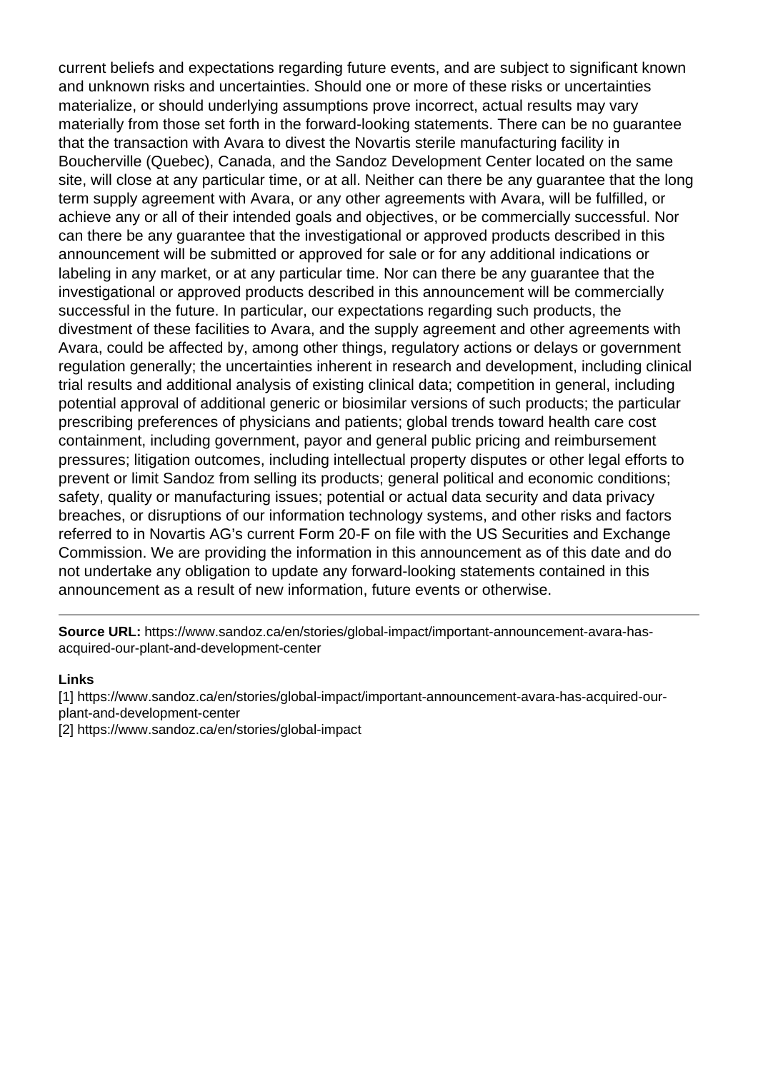current beliefs and expectations regarding future events, and are subject to significant known and unknown risks and uncertainties. Should one or more of these risks or uncertainties materialize, or should underlying assumptions prove incorrect, actual results may vary materially from those set forth in the forward-looking statements. There can be no guarantee that the transaction with Avara to divest the Novartis sterile manufacturing facility in Boucherville (Quebec), Canada, and the Sandoz Development Center located on the same site, will close at any particular time, or at all. Neither can there be any guarantee that the long term supply agreement with Avara, or any other agreements with Avara, will be fulfilled, or achieve any or all of their intended goals and objectives, or be commercially successful. Nor can there be any guarantee that the investigational or approved products described in this announcement will be submitted or approved for sale or for any additional indications or labeling in any market, or at any particular time. Nor can there be any guarantee that the investigational or approved products described in this announcement will be commercially successful in the future. In particular, our expectations regarding such products, the divestment of these facilities to Avara, and the supply agreement and other agreements with Avara, could be affected by, among other things, regulatory actions or delays or government regulation generally; the uncertainties inherent in research and development, including clinical trial results and additional analysis of existing clinical data; competition in general, including potential approval of additional generic or biosimilar versions of such products; the particular prescribing preferences of physicians and patients; global trends toward health care cost containment, including government, payor and general public pricing and reimbursement pressures; litigation outcomes, including intellectual property disputes or other legal efforts to prevent or limit Sandoz from selling its products; general political and economic conditions; safety, quality or manufacturing issues; potential or actual data security and data privacy breaches, or disruptions of our information technology systems, and other risks and factors referred to in Novartis AG's current Form 20-F on file with the US Securities and Exchange Commission. We are providing the information in this announcement as of this date and do not undertake any obligation to update any forward-looking statements contained in this announcement as a result of new information, future events or otherwise.

---

**Source URL:** https://www.sandoz.ca/en/stories/global-impact/important-announcement-avara-has-acquired-our-plant-and-development-center

**Links**
[1] https://www.sandoz.ca/en/stories/global-impact/important-announcement-avara-has-acquired-our-plant-and-development-center
[2] https://www.sandoz.ca/en/stories/global-impact